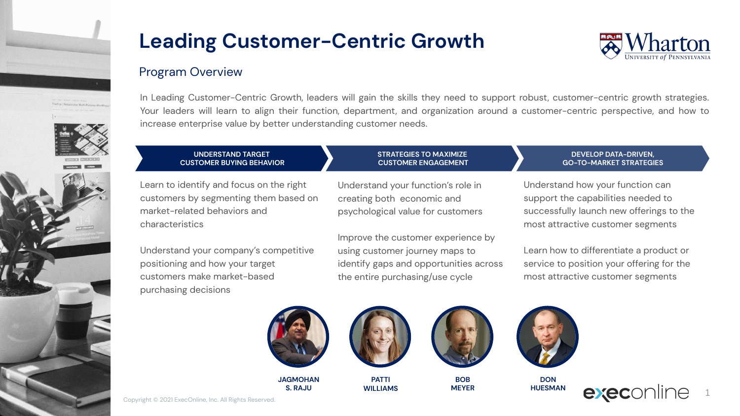# Leading Customer-Centric Growth

## Program Overview

In Leading Customer-Centric Growth, leaders will gain the skills they need to support robust, customer-centric growth strategies. Your leaders will learn to align their function, department, and organization around a customer-centric perspective, and how to increase enterprise value by better understanding customer needs.

### UNDERSTAND TARGET CUSTOMER BUYING BEHAVIOR

Learn to identify and focus on the right customers by segmenting them based on market-related behaviors and characteristics

Understand your company's competitive positioning and how your target customers make market-based purchasing decisions

### STRATEGIES TO MAXIMIZE CUSTOMER ENGAGEMENT

Understand your function's role in creating both economic and psychological value for customers

Improve the customer experience by using customer journey maps to identify gaps and opportunities across the entire purchasing/use cycle

### DEVELOP DATA-DRIVEN, GO-TO-MARKET STRATEGIES

Understand how your function can support the capabilities needed to successfully launch new offerings to the most attractive customer segments

Learn how to differentiate a product or service to position your offering for the most attractive customer segments

**JAGMOHAN S. RAJU** | **PATTI WILLIAMS** | **BOB MEYER** | **DON HUESMAN**

Copyright © 2021 ExecOnline, Inc. All Rights Reserved.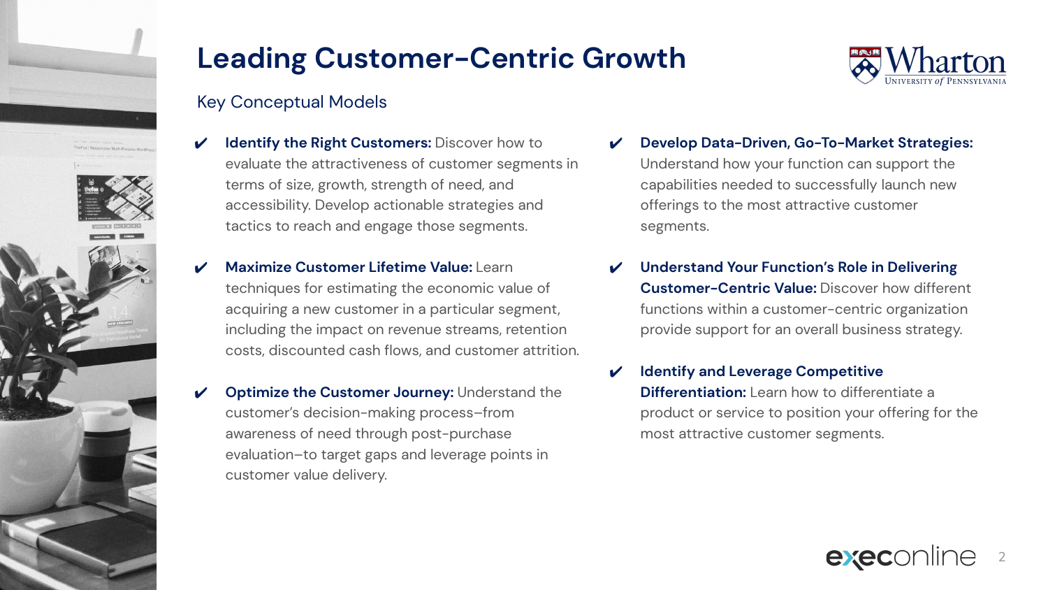# Leading Customer-Centric Growth

## Key Conceptual Models

- ✔ **Identify the Right Customers:** Discover how to evaluate the attractiveness of customer segments in terms of size, growth, strength of need, and accessibility. Develop actionable strategies and tactics to reach and engage those segments.
- ✔ **Maximize Customer Lifetime Value:** Learn techniques for estimating the economic value of acquiring a new customer in a particular segment, including the impact on revenue streams, retention costs, discounted cash flows, and customer attrition.
- ✔ **Optimize the Customer Journey:** Understand the customer's decision-making process–from awareness of need through post-purchase evaluation–to target gaps and leverage points in customer value delivery.
- ✔ **Develop Data-Driven, Go-To-Market Strategies:** Understand how your function can support the capabilities needed to successfully launch new offerings to the most attractive customer segments.
- ✔ **Understand Your Function's Role in Delivering Customer-Centric Value:** Discover how different functions within a customer-centric organization provide support for an overall business strategy.
- ✔ **Identify and Leverage Competitive Differentiation:** Learn how to differentiate a product or service to position your offering for the most attractive customer segments.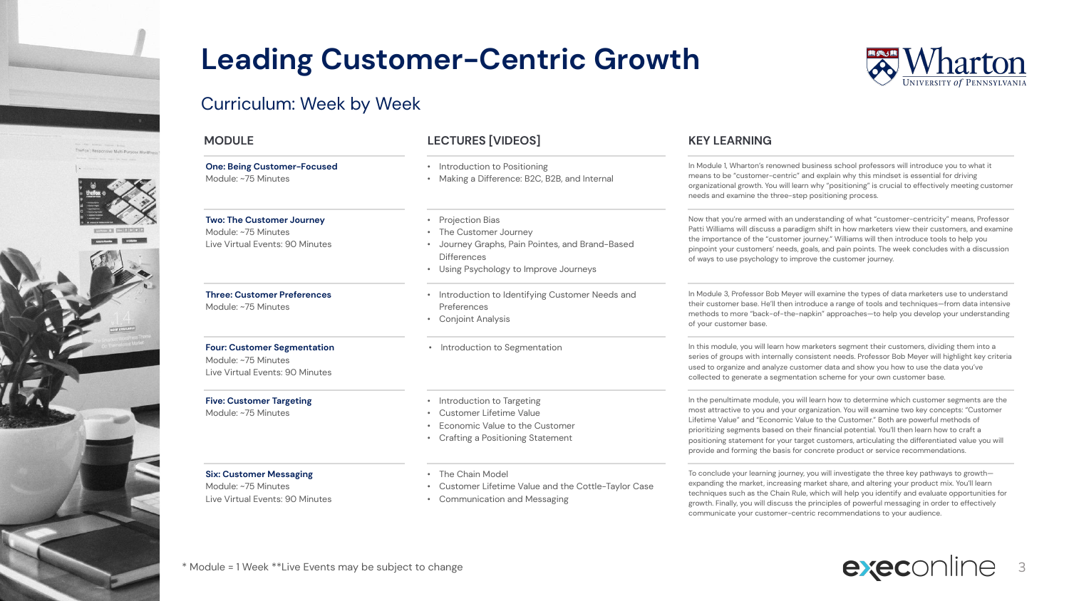# Leading Customer-Centric Growth

## Curriculum: Week by Week

| MODULE | LECTURES [VIDEOS] | KEY LEARNING |
| --- | --- | --- |
| **One: Being Customer-Focused**<br>Module: ~75 Minutes | • Introduction to Positioning<br>• Making a Difference: B2C, B2B, and Internal | In Module 1, Wharton's renowned business school professors will introduce you to what it means to be "customer-centric" and explain why this mindset is essential for driving organizational growth. You will learn why "positioning" is crucial to effectively meeting customer needs and examine the three-step positioning process. |
| **Two: The Customer Journey**<br>Module: ~75 Minutes<br>Live Virtual Events: 90 Minutes | • Projection Bias<br>• The Customer Journey<br>• Journey Graphs, Pain Pointes, and Brand-Based Differences<br>• Using Psychology to Improve Journeys | Now that you're armed with an understanding of what "customer-centricity" means, Professor Patti Williams will discuss a paradigm shift in how marketers view their customers, and examine the importance of the "customer journey." Williams will then introduce tools to help you pinpoint your customers' needs, goals, and pain points. The week concludes with a discussion of ways to use psychology to improve the customer journey. |
| **Three: Customer Preferences**<br>Module: ~75 Minutes | • Introduction to Identifying Customer Needs and Preferences<br>• Conjoint Analysis | In Module 3, Professor Bob Meyer will examine the types of data marketers use to understand their customer base. He'll then introduce a range of tools and techniques—from data intensive methods to more "back-of-the-napkin" approaches—to help you develop your understanding of your customer base. |
| **Four: Customer Segmentation**<br>Module: ~75 Minutes<br>Live Virtual Events: 90 Minutes | • Introduction to Segmentation | In this module, you will learn how marketers segment their customers, dividing them into a series of groups with internally consistent needs. Professor Bob Meyer will highlight key criteria used to organize and analyze customer data and show you how to use the data you've collected to generate a segmentation scheme for your own customer base. |
| **Five: Customer Targeting**<br>Module: ~75 Minutes | • Introduction to Targeting<br>• Customer Lifetime Value<br>• Economic Value to the Customer<br>• Crafting a Positioning Statement | In the penultimate module, you will learn how to determine which customer segments are the most attractive to you and your organization. You will examine two key concepts: "Customer Lifetime Value" and "Economic Value to the Customer." Both are powerful methods of prioritizing segments based on their financial potential. You'll then learn how to craft a positioning statement for your target customers, articulating the differentiated value you will provide and forming the basis for concrete product or service recommendations. |
| **Six: Customer Messaging**<br>Module: ~75 Minutes<br>Live Virtual Events: 90 Minutes | • The Chain Model<br>• Customer Lifetime Value and the Cottle-Taylor Case<br>• Communication and Messaging | To conclude your learning journey, you will investigate the three key pathways to growth—expanding the market, increasing market share, and altering your product mix. You'll learn techniques such as the Chain Rule, which will help you identify and evaluate opportunities for growth. Finally, you will discuss the principles of powerful messaging in order to effectively communicate your customer-centric recommendations to your audience. |

* Module = 1 Week **Live Events may be subject to change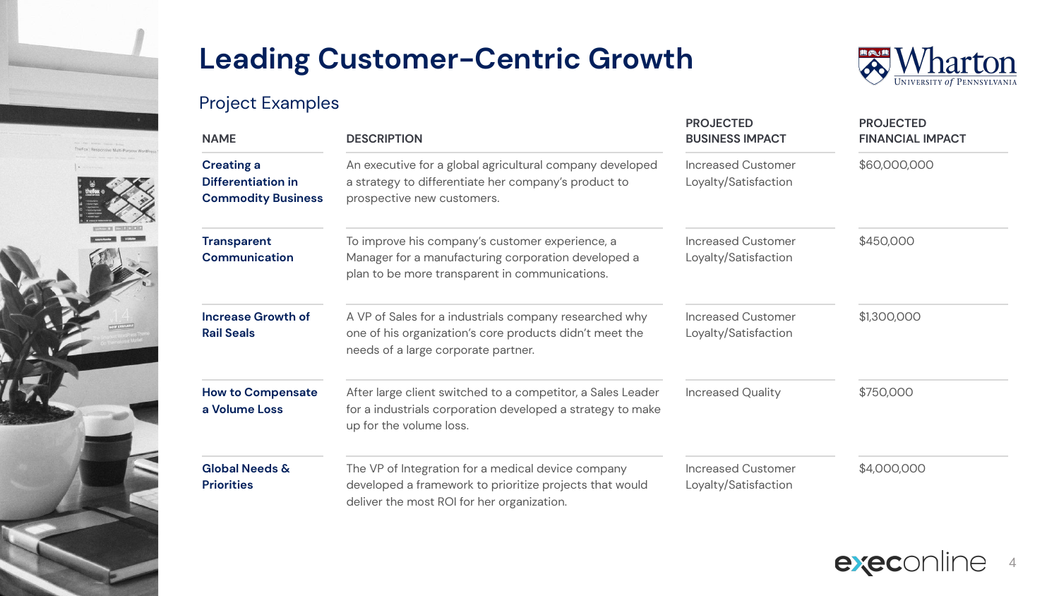# Leading Customer-Centric Growth

## Project Examples

| NAME | DESCRIPTION | PROJECTED BUSINESS IMPACT | PROJECTED FINANCIAL IMPACT |
|---|---|---|---|
| **Creating a Differentiation in Commodity Business** | An executive for a global agricultural company developed a strategy to differentiate her company's product to prospective new customers. | Increased Customer Loyalty/Satisfaction | $60,000,000 |
| **Transparent Communication** | To improve his company's customer experience, a Manager for a manufacturing corporation developed a plan to be more transparent in communications. | Increased Customer Loyalty/Satisfaction | $450,000 |
| **Increase Growth of Rail Seals** | A VP of Sales for a industrials company researched why one of his organization's core products didn't meet the needs of a large corporate partner. | Increased Customer Loyalty/Satisfaction | $1,300,000 |
| **How to Compensate a Volume Loss** | After large client switched to a competitor, a Sales Leader for a industrials corporation developed a strategy to make up for the volume loss. | Increased Quality | $750,000 |
| **Global Needs & Priorities** | The VP of Integration for a medical device company developed a framework to prioritize projects that would deliver the most ROI for her organization. | Increased Customer Loyalty/Satisfaction | $4,000,000 |